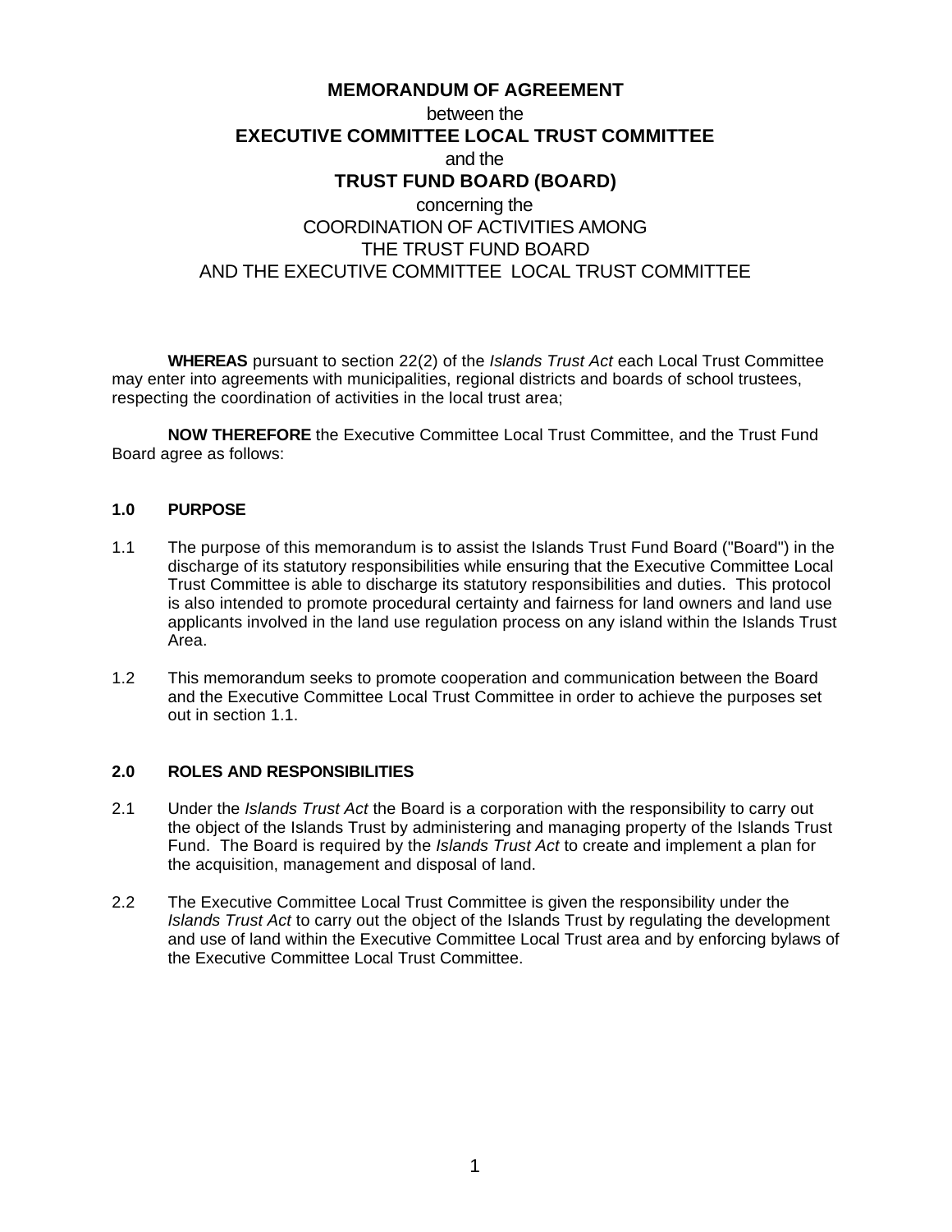**MEMORANDUM OF AGREEMENT**

between the

**EXECUTIVE COMMITTEE LOCAL TRUST COMMITTEE**

and the

**TRUST FUND BOARD (BOARD)**

concerning the

COORDINATION OF ACTIVITIES AMONG
THE TRUST FUND BOARD
AND THE EXECUTIVE COMMITTEE LOCAL TRUST COMMITTEE

**WHEREAS** pursuant to section 22(2) of the *Islands Trust Act* each Local Trust Committee may enter into agreements with municipalities, regional districts and boards of school trustees, respecting the coordination of activities in the local trust area;

**NOW THEREFORE** the Executive Committee Local Trust Committee, and the Trust Fund Board agree as follows:

## 1.0 PURPOSE

1.1 The purpose of this memorandum is to assist the Islands Trust Fund Board ("Board") in the discharge of its statutory responsibilities while ensuring that the Executive Committee Local Trust Committee is able to discharge its statutory responsibilities and duties. This protocol is also intended to promote procedural certainty and fairness for land owners and land use applicants involved in the land use regulation process on any island within the Islands Trust Area.

1.2 This memorandum seeks to promote cooperation and communication between the Board and the Executive Committee Local Trust Committee in order to achieve the purposes set out in section 1.1.

## 2.0 ROLES AND RESPONSIBILITIES

2.1 Under the *Islands Trust Act* the Board is a corporation with the responsibility to carry out the object of the Islands Trust by administering and managing property of the Islands Trust Fund. The Board is required by the *Islands Trust Act* to create and implement a plan for the acquisition, management and disposal of land.

2.2 The Executive Committee Local Trust Committee is given the responsibility under the *Islands Trust Act* to carry out the object of the Islands Trust by regulating the development and use of land within the Executive Committee Local Trust area and by enforcing bylaws of the Executive Committee Local Trust Committee.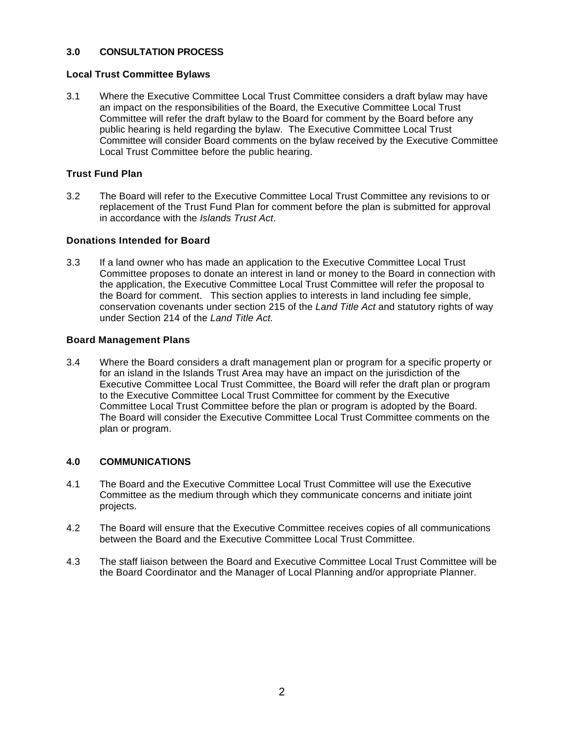## 3.0 CONSULTATION PROCESS

### Local Trust Committee Bylaws

3.1 Where the Executive Committee Local Trust Committee considers a draft bylaw may have an impact on the responsibilities of the Board, the Executive Committee Local Trust Committee will refer the draft bylaw to the Board for comment by the Board before any public hearing is held regarding the bylaw. The Executive Committee Local Trust Committee will consider Board comments on the bylaw received by the Executive Committee Local Trust Committee before the public hearing.

### Trust Fund Plan

3.2 The Board will refer to the Executive Committee Local Trust Committee any revisions to or replacement of the Trust Fund Plan for comment before the plan is submitted for approval in accordance with the *Islands Trust Act*.

### Donations Intended for Board

3.3 If a land owner who has made an application to the Executive Committee Local Trust Committee proposes to donate an interest in land or money to the Board in connection with the application, the Executive Committee Local Trust Committee will refer the proposal to the Board for comment. This section applies to interests in land including fee simple, conservation covenants under section 215 of the *Land Title Act* and statutory rights of way under Section 214 of the *Land Title Act.*

### Board Management Plans

3.4 Where the Board considers a draft management plan or program for a specific property or for an island in the Islands Trust Area may have an impact on the jurisdiction of the Executive Committee Local Trust Committee, the Board will refer the draft plan or program to the Executive Committee Local Trust Committee for comment by the Executive Committee Local Trust Committee before the plan or program is adopted by the Board. The Board will consider the Executive Committee Local Trust Committee comments on the plan or program.

## 4.0 COMMUNICATIONS

4.1 The Board and the Executive Committee Local Trust Committee will use the Executive Committee as the medium through which they communicate concerns and initiate joint projects.

4.2 The Board will ensure that the Executive Committee receives copies of all communications between the Board and the Executive Committee Local Trust Committee.

4.3 The staff liaison between the Board and Executive Committee Local Trust Committee will be the Board Coordinator and the Manager of Local Planning and/or appropriate Planner.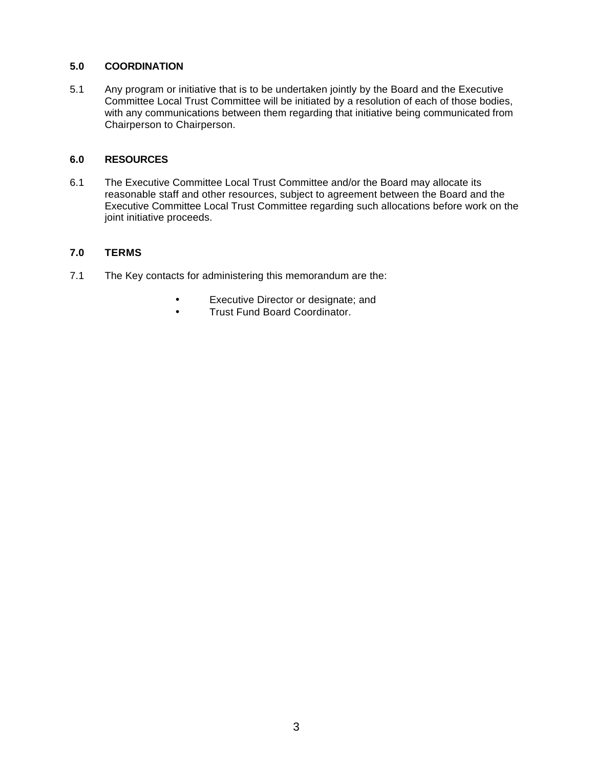**5.0 COORDINATION**

5.1 Any program or initiative that is to be undertaken jointly by the Board and the Executive Committee Local Trust Committee will be initiated by a resolution of each of those bodies, with any communications between them regarding that initiative being communicated from Chairperson to Chairperson.

**6.0 RESOURCES**

6.1 The Executive Committee Local Trust Committee and/or the Board may allocate its reasonable staff and other resources, subject to agreement between the Board and the Executive Committee Local Trust Committee regarding such allocations before work on the joint initiative proceeds.

**7.0 TERMS**

7.1 The Key contacts for administering this memorandum are the:

- Executive Director or designate; and
- Trust Fund Board Coordinator.